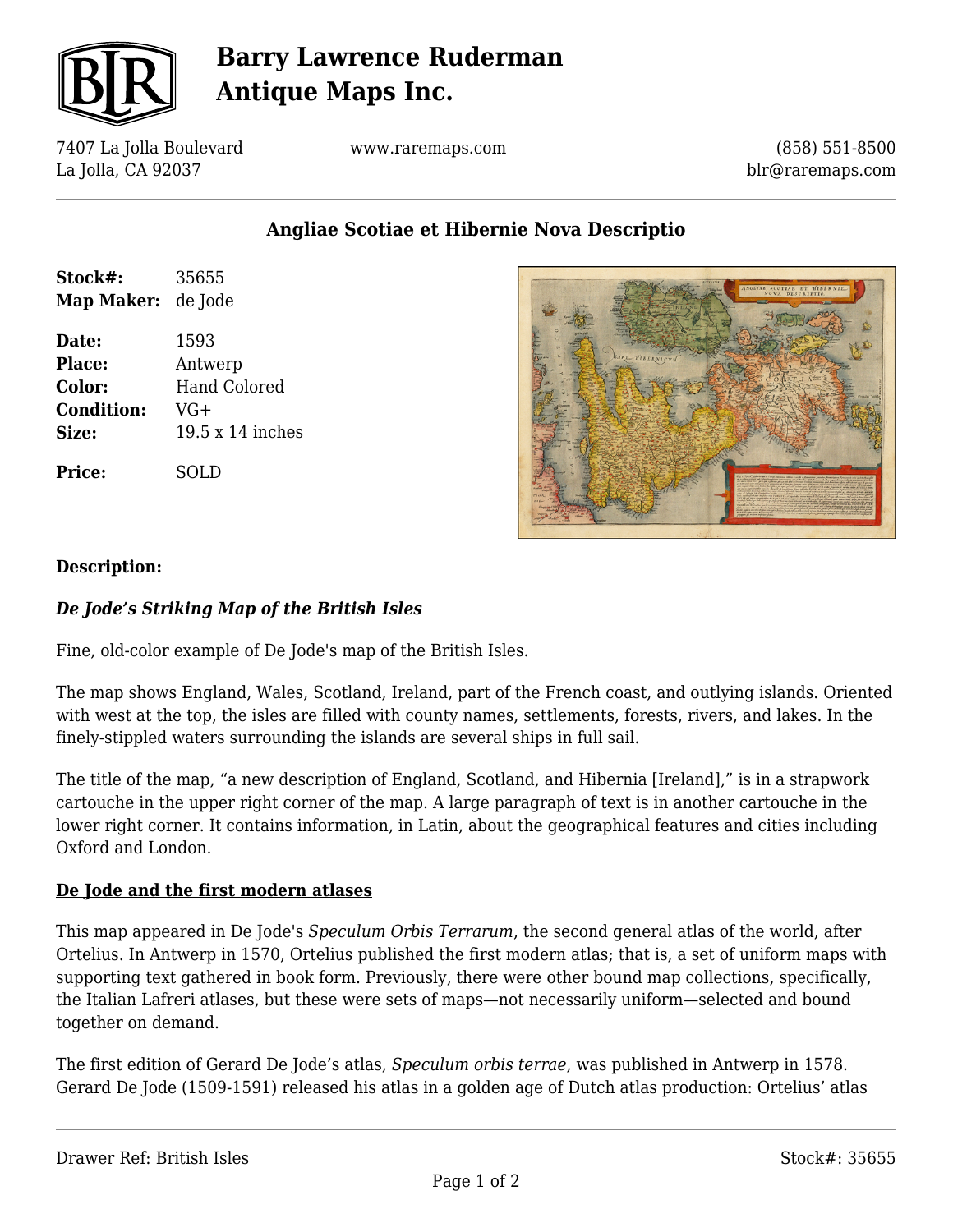# Barry Lawrence Ruderman Antique Maps Inc.

7407 La Jolla Boulevard
La Jolla, CA 92037

www.raremaps.com

(858) 551-8500
blr@raremaps.com

## Angliae Scotiae et Hibernie Nova Descriptio

| | |
|---|---|
| **Stock#:** | 35655 |
| **Map Maker:** | de Jode |
| **Date:** | 1593 |
| **Place:** | Antwerp |
| **Color:** | Hand Colored |
| **Condition:** | VG+ |
| **Size:** | 19.5 x 14 inches |
| **Price:** | SOLD |

**Description:**

***De Jode's Striking Map of the British Isles***

Fine, old-color example of De Jode's map of the British Isles.

The map shows England, Wales, Scotland, Ireland, part of the French coast, and outlying islands. Oriented with west at the top, the isles are filled with county names, settlements, forests, rivers, and lakes. In the finely-stippled waters surrounding the islands are several ships in full sail.

The title of the map, "a new description of England, Scotland, and Hibernia [Ireland]," is in a strapwork cartouche in the upper right corner of the map. A large paragraph of text is in another cartouche in the lower right corner. It contains information, in Latin, about the geographical features and cities including Oxford and London.

**De Jode and the first modern atlases**

This map appeared in De Jode's *Speculum Orbis Terrarum*, the second general atlas of the world, after Ortelius. In Antwerp in 1570, Ortelius published the first modern atlas; that is, a set of uniform maps with supporting text gathered in book form. Previously, there were other bound map collections, specifically, the Italian Lafreri atlases, but these were sets of maps—not necessarily uniform—selected and bound together on demand.

The first edition of Gerard De Jode's atlas, *Speculum orbis terrae*, was published in Antwerp in 1578. Gerard De Jode (1509-1591) released his atlas in a golden age of Dutch atlas production: Ortelius' atlas

Drawer Ref: British Isles

Stock#: 35655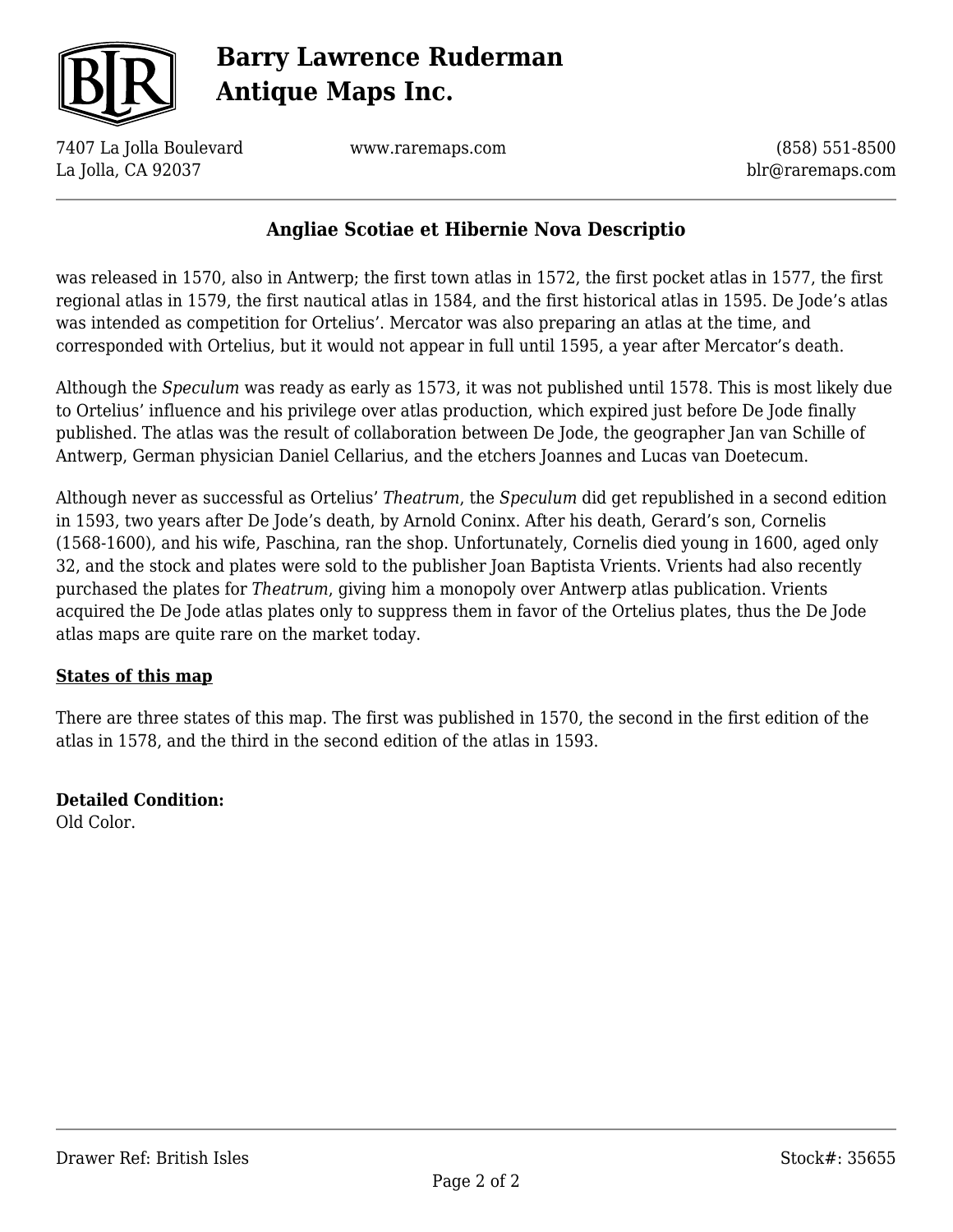## Angliae Scotiae et Hibernie Nova Descriptio

was released in 1570, also in Antwerp; the first town atlas in 1572, the first pocket atlas in 1577, the first regional atlas in 1579, the first nautical atlas in 1584, and the first historical atlas in 1595. De Jode's atlas was intended as competition for Ortelius'. Mercator was also preparing an atlas at the time, and corresponded with Ortelius, but it would not appear in full until 1595, a year after Mercator's death.

Although the *Speculum* was ready as early as 1573, it was not published until 1578. This is most likely due to Ortelius' influence and his privilege over atlas production, which expired just before De Jode finally published. The atlas was the result of collaboration between De Jode, the geographer Jan van Schille of Antwerp, German physician Daniel Cellarius, and the etchers Joannes and Lucas van Doetecum.

Although never as successful as Ortelius' *Theatrum*, the *Speculum* did get republished in a second edition in 1593, two years after De Jode's death, by Arnold Coninx. After his death, Gerard's son, Cornelis (1568-1600), and his wife, Paschina, ran the shop. Unfortunately, Cornelis died young in 1600, aged only 32, and the stock and plates were sold to the publisher Joan Baptista Vrients. Vrients had also recently purchased the plates for *Theatrum*, giving him a monopoly over Antwerp atlas publication. Vrients acquired the De Jode atlas plates only to suppress them in favor of the Ortelius plates, thus the De Jode atlas maps are quite rare on the market today.

**States of this map**

There are three states of this map. The first was published in 1570, the second in the first edition of the atlas in 1578, and the third in the second edition of the atlas in 1593.

**Detailed Condition:**
Old Color.

Drawer Ref: British Isles

Stock#: 35655